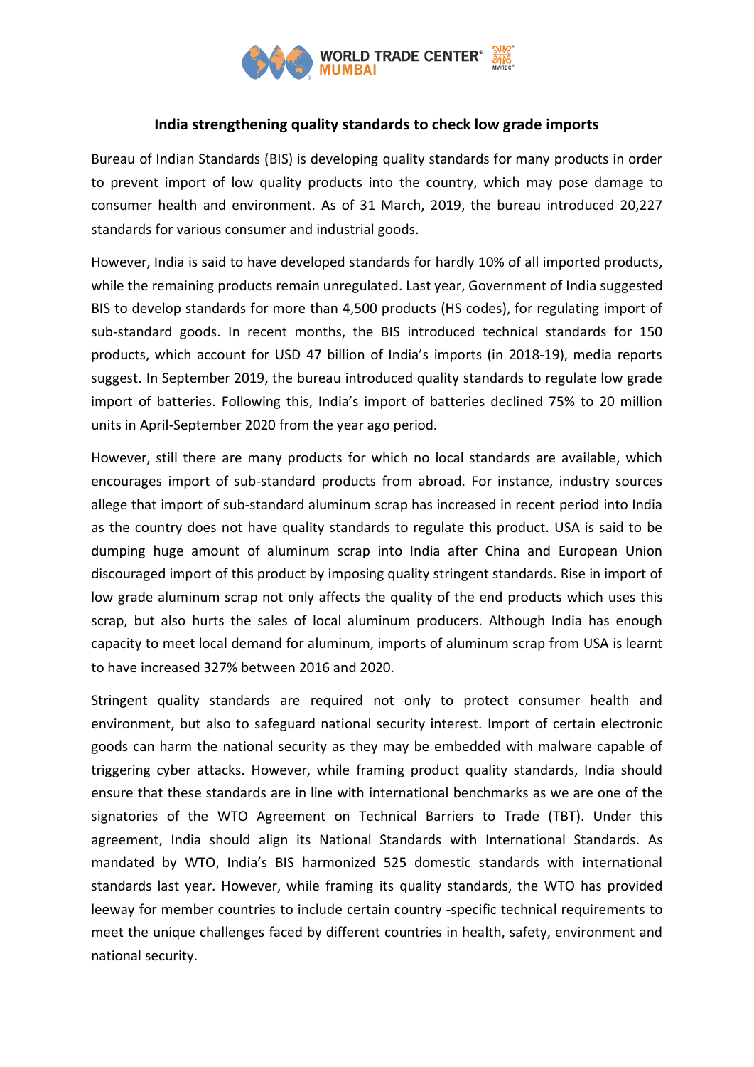# India strengthening quality standards to check low grade imports

Bureau of Indian Standards (BIS) is developing quality standards for many products in order to prevent import of low quality products into the country, which may pose damage to consumer health and environment. As of 31 March, 2019, the bureau introduced 20,227 standards for various consumer and industrial goods.

However, India is said to have developed standards for hardly 10% of all imported products, while the remaining products remain unregulated. Last year, Government of India suggested BIS to develop standards for more than 4,500 products (HS codes), for regulating import of sub-standard goods. In recent months, the BIS introduced technical standards for 150 products, which account for USD 47 billion of India's imports (in 2018-19), media reports suggest. In September 2019, the bureau introduced quality standards to regulate low grade import of batteries. Following this, India's import of batteries declined 75% to 20 million units in April-September 2020 from the year ago period.

However, still there are many products for which no local standards are available, which encourages import of sub-standard products from abroad. For instance, industry sources allege that import of sub-standard aluminum scrap has increased in recent period into India as the country does not have quality standards to regulate this product. USA is said to be dumping huge amount of aluminum scrap into India after China and European Union discouraged import of this product by imposing quality stringent standards. Rise in import of low grade aluminum scrap not only affects the quality of the end products which uses this scrap, but also hurts the sales of local aluminum producers. Although India has enough capacity to meet local demand for aluminum, imports of aluminum scrap from USA is learnt to have increased 327% between 2016 and 2020.

Stringent quality standards are required not only to protect consumer health and environment, but also to safeguard national security interest. Import of certain electronic goods can harm the national security as they may be embedded with malware capable of triggering cyber attacks. However, while framing product quality standards, India should ensure that these standards are in line with international benchmarks as we are one of the signatories of the WTO Agreement on Technical Barriers to Trade (TBT). Under this agreement, India should align its National Standards with International Standards. As mandated by WTO, India's BIS harmonized 525 domestic standards with international standards last year. However, while framing its quality standards, the WTO has provided leeway for member countries to include certain country -specific technical requirements to meet the unique challenges faced by different countries in health, safety, environment and national security.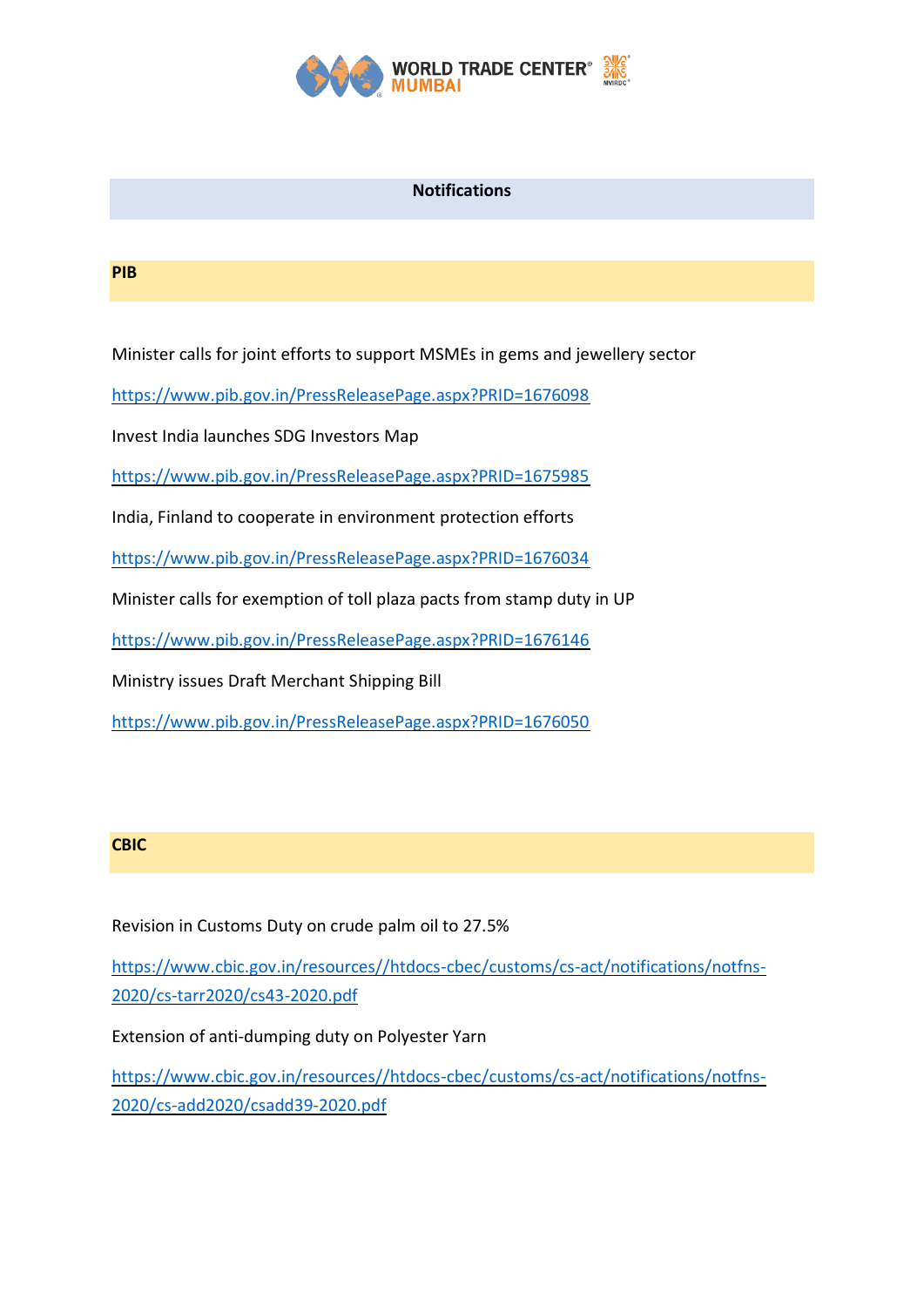## Notifications

### PIB

Minister calls for joint efforts to support MSMEs in gems and jewellery sector

https://www.pib.gov.in/PressReleasePage.aspx?PRID=1676098

Invest India launches SDG Investors Map

https://www.pib.gov.in/PressReleasePage.aspx?PRID=1675985

India, Finland to cooperate in environment protection efforts

https://www.pib.gov.in/PressReleasePage.aspx?PRID=1676034

Minister calls for exemption of toll plaza pacts from stamp duty in UP

https://www.pib.gov.in/PressReleasePage.aspx?PRID=1676146

Ministry issues Draft Merchant Shipping Bill

https://www.pib.gov.in/PressReleasePage.aspx?PRID=1676050

### CBIC

Revision in Customs Duty on crude palm oil to 27.5%

https://www.cbic.gov.in/resources//htdocs-cbec/customs/cs-act/notifications/notfns-2020/cs-tarr2020/cs43-2020.pdf

Extension of anti-dumping duty on Polyester Yarn

https://www.cbic.gov.in/resources//htdocs-cbec/customs/cs-act/notifications/notfns-2020/cs-add2020/csadd39-2020.pdf